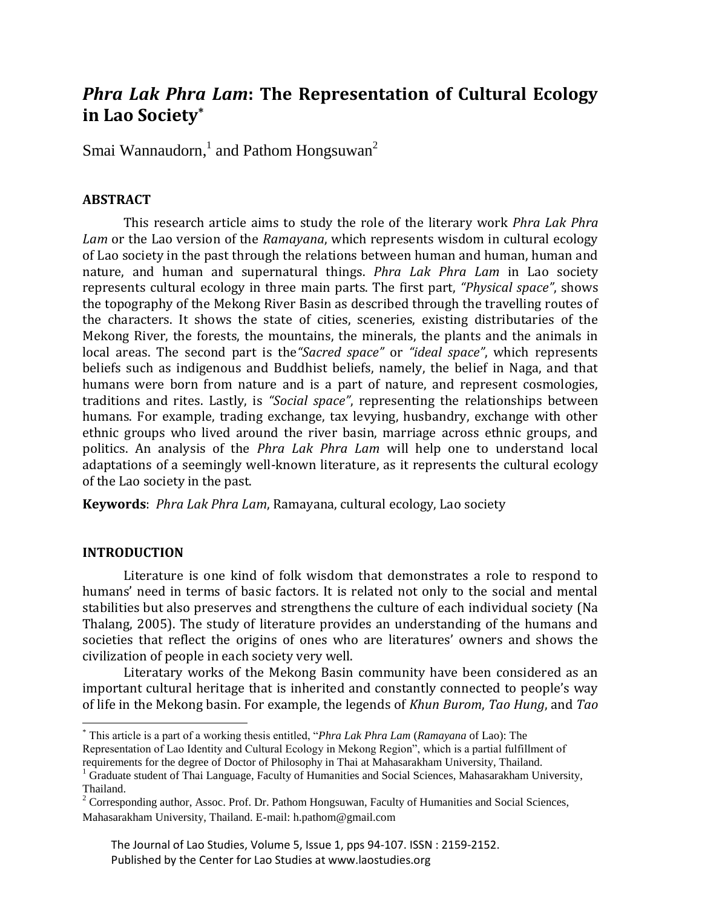# *Phra Lak Phra Lam*: The Representation of Cultural Ecology in Lao Society*

Smai Wannaudorn,[1] and Pathom Hongsuwan[2]

## ABSTRACT

This research article aims to study the role of the literary work *Phra Lak Phra Lam* or the Lao version of the *Ramayana*, which represents wisdom in cultural ecology of Lao society in the past through the relations between human and human, human and nature, and human and supernatural things. *Phra Lak Phra Lam* in Lao society represents cultural ecology in three main parts. The first part, *"Physical space"*, shows the topography of the Mekong River Basin as described through the travelling routes of the characters. It shows the state of cities, sceneries, existing distributaries of the Mekong River, the forests, the mountains, the minerals, the plants and the animals in local areas. The second part is the *"Sacred space"* or *"ideal space"*, which represents beliefs such as indigenous and Buddhist beliefs, namely, the belief in Naga, and that humans were born from nature and is a part of nature, and represent cosmologies, traditions and rites. Lastly, is *"Social space"*, representing the relationships between humans. For example, trading exchange, tax levying, husbandry, exchange with other ethnic groups who lived around the river basin, marriage across ethnic groups, and politics. An analysis of the *Phra Lak Phra Lam* will help one to understand local adaptations of a seemingly well-known literature, as it represents the cultural ecology of the Lao society in the past.

**Keywords**: *Phra Lak Phra Lam*, Ramayana, cultural ecology, Lao society

## INTRODUCTION

Literature is one kind of folk wisdom that demonstrates a role to respond to humans' need in terms of basic factors. It is related not only to the social and mental stabilities but also preserves and strengthens the culture of each individual society (Na Thalang, 2005). The study of literature provides an understanding of the humans and societies that reflect the origins of ones who are literatures' owners and shows the civilization of people in each society very well.

Literatary works of the Mekong Basin community have been considered as an important cultural heritage that is inherited and constantly connected to people's way of life in the Mekong basin. For example, the legends of *Khun Burom*, *Tao Hung*, and *Tao*

---

\* This article is a part of a working thesis entitled, "*Phra Lak Phra Lam* (*Ramayana* of Lao): The Representation of Lao Identity and Cultural Ecology in Mekong Region", which is a partial fulfillment of requirements for the degree of Doctor of Philosophy in Thai at Mahasarakham University, Thailand.

[1] Graduate student of Thai Language, Faculty of Humanities and Social Sciences, Mahasarakham University, Thailand.

[2] Corresponding author, Assoc. Prof. Dr. Pathom Hongsuwan, Faculty of Humanities and Social Sciences, Mahasarakham University, Thailand. E-mail: h.pathom@gmail.com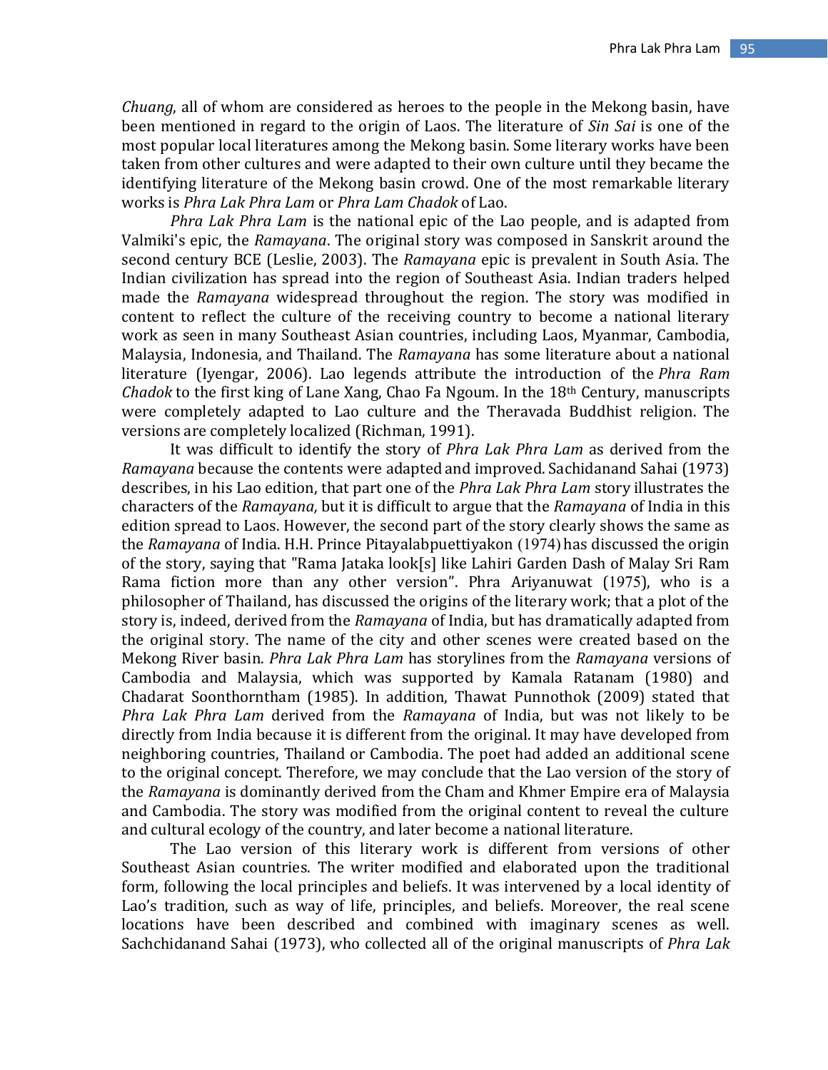*Chuang*, all of whom are considered as heroes to the people in the Mekong basin, have been mentioned in regard to the origin of Laos. The literature of *Sin Sai* is one of the most popular local literatures among the Mekong basin. Some literary works have been taken from other cultures and were adapted to their own culture until they became the identifying literature of the Mekong basin crowd. One of the most remarkable literary works is *Phra Lak Phra Lam* or *Phra Lam Chadok* of Lao.

*Phra Lak Phra Lam* is the national epic of the Lao people, and is adapted from Valmiki's epic, the *Ramayana*. The original story was composed in Sanskrit around the second century BCE (Leslie, 2003). The *Ramayana* epic is prevalent in South Asia. The Indian civilization has spread into the region of Southeast Asia. Indian traders helped made the *Ramayana* widespread throughout the region. The story was modified in content to reflect the culture of the receiving country to become a national literary work as seen in many Southeast Asian countries, including Laos, Myanmar, Cambodia, Malaysia, Indonesia, and Thailand. The *Ramayana* has some literature about a national literature (Iyengar, 2006). Lao legends attribute the introduction of the *Phra Ram Chadok* to the first king of Lane Xang, Chao Fa Ngoum. In the 18th Century, manuscripts were completely adapted to Lao culture and the Theravada Buddhist religion. The versions are completely localized (Richman, 1991).

It was difficult to identify the story of *Phra Lak Phra Lam* as derived from the *Ramayana* because the contents were adapted and improved. Sachidanand Sahai (1973) describes, in his Lao edition, that part one of the *Phra Lak Phra Lam* story illustrates the characters of the *Ramayana,* but it is difficult to argue that the *Ramayana* of India in this edition spread to Laos. However, the second part of the story clearly shows the same as the *Ramayana* of India. H.H. Prince Pitayalabpuettiyakon (1974) has discussed the origin of the story, saying that "Rama Jataka look[s] like Lahiri Garden Dash of Malay Sri Ram Rama fiction more than any other version". Phra Ariyanuwat (1975), who is a philosopher of Thailand, has discussed the origins of the literary work; that a plot of the story is, indeed, derived from the *Ramayana* of India, but has dramatically adapted from the original story. The name of the city and other scenes were created based on the Mekong River basin. *Phra Lak Phra Lam* has storylines from the *Ramayana* versions of Cambodia and Malaysia, which was supported by Kamala Ratanam (1980) and Chadarat Soonthorntham (1985). In addition, Thawat Punnothok (2009) stated that *Phra Lak Phra Lam* derived from the *Ramayana* of India, but was not likely to be directly from India because it is different from the original. It may have developed from neighboring countries, Thailand or Cambodia. The poet had added an additional scene to the original concept. Therefore, we may conclude that the Lao version of the story of the *Ramayana* is dominantly derived from the Cham and Khmer Empire era of Malaysia and Cambodia. The story was modified from the original content to reveal the culture and cultural ecology of the country, and later become a national literature.

The Lao version of this literary work is different from versions of other Southeast Asian countries. The writer modified and elaborated upon the traditional form, following the local principles and beliefs. It was intervened by a local identity of Lao's tradition, such as way of life, principles, and beliefs. Moreover, the real scene locations have been described and combined with imaginary scenes as well. Sachchidanand Sahai (1973), who collected all of the original manuscripts of *Phra Lak*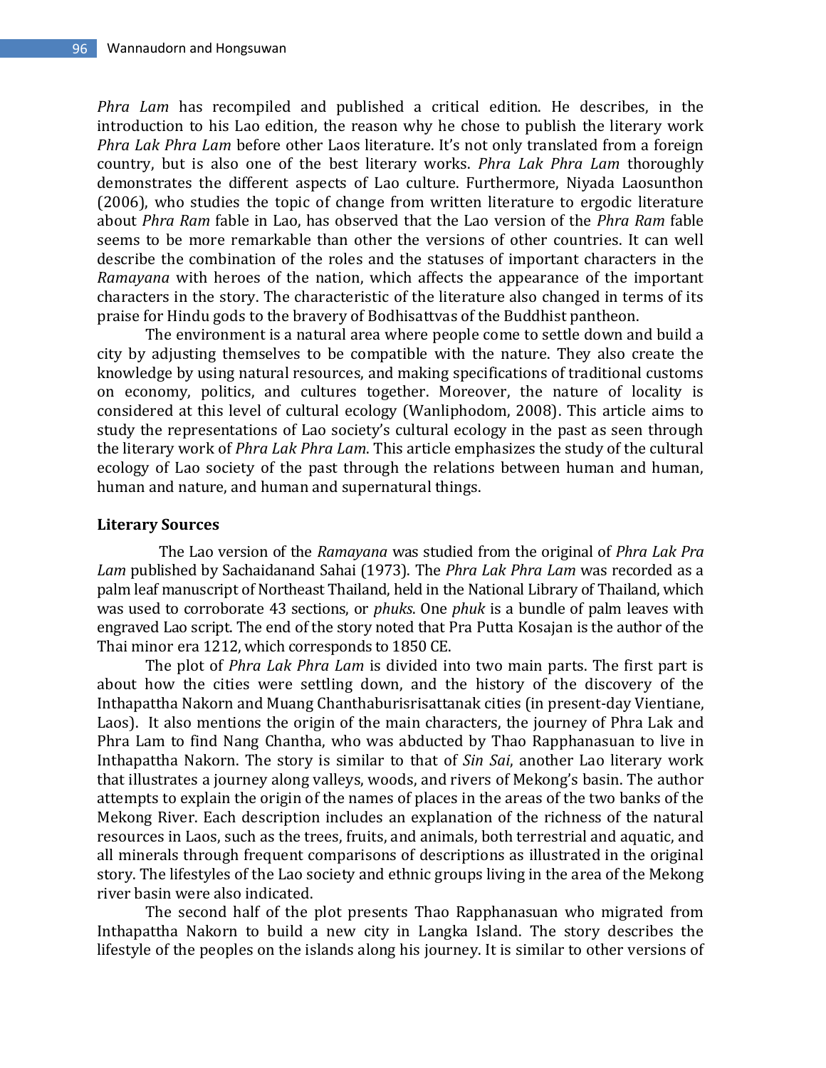*Phra Lam* has recompiled and published a critical edition. He describes, in the introduction to his Lao edition, the reason why he chose to publish the literary work *Phra Lak Phra Lam* before other Laos literature. It's not only translated from a foreign country, but is also one of the best literary works. *Phra Lak Phra Lam* thoroughly demonstrates the different aspects of Lao culture. Furthermore, Niyada Laosunthon (2006), who studies the topic of change from written literature to ergodic literature about *Phra Ram* fable in Lao, has observed that the Lao version of the *Phra Ram* fable seems to be more remarkable than other the versions of other countries. It can well describe the combination of the roles and the statuses of important characters in the *Ramayana* with heroes of the nation, which affects the appearance of the important characters in the story. The characteristic of the literature also changed in terms of its praise for Hindu gods to the bravery of Bodhisattvas of the Buddhist pantheon.

The environment is a natural area where people come to settle down and build a city by adjusting themselves to be compatible with the nature. They also create the knowledge by using natural resources, and making specifications of traditional customs on economy, politics, and cultures together. Moreover, the nature of locality is considered at this level of cultural ecology (Wanliphodom, 2008). This article aims to study the representations of Lao society's cultural ecology in the past as seen through the literary work of *Phra Lak Phra Lam*. This article emphasizes the study of the cultural ecology of Lao society of the past through the relations between human and human, human and nature, and human and supernatural things.

## Literary Sources

The Lao version of the *Ramayana* was studied from the original of *Phra Lak Pra Lam* published by Sachaidanand Sahai (1973). The *Phra Lak Phra Lam* was recorded as a palm leaf manuscript of Northeast Thailand, held in the National Library of Thailand, which was used to corroborate 43 sections, or *phuks*. One *phuk* is a bundle of palm leaves with engraved Lao script. The end of the story noted that Pra Putta Kosajan is the author of the Thai minor era 1212, which corresponds to 1850 CE.

The plot of *Phra Lak Phra Lam* is divided into two main parts. The first part is about how the cities were settling down, and the history of the discovery of the Inthapattha Nakorn and Muang Chanthaburisrisattanak cities (in present-day Vientiane, Laos). It also mentions the origin of the main characters, the journey of Phra Lak and Phra Lam to find Nang Chantha, who was abducted by Thao Rapphanasuan to live in Inthapattha Nakorn. The story is similar to that of *Sin Sai*, another Lao literary work that illustrates a journey along valleys, woods, and rivers of Mekong's basin. The author attempts to explain the origin of the names of places in the areas of the two banks of the Mekong River. Each description includes an explanation of the richness of the natural resources in Laos, such as the trees, fruits, and animals, both terrestrial and aquatic, and all minerals through frequent comparisons of descriptions as illustrated in the original story. The lifestyles of the Lao society and ethnic groups living in the area of the Mekong river basin were also indicated.

The second half of the plot presents Thao Rapphanasuan who migrated from Inthapattha Nakorn to build a new city in Langka Island. The story describes the lifestyle of the peoples on the islands along his journey. It is similar to other versions of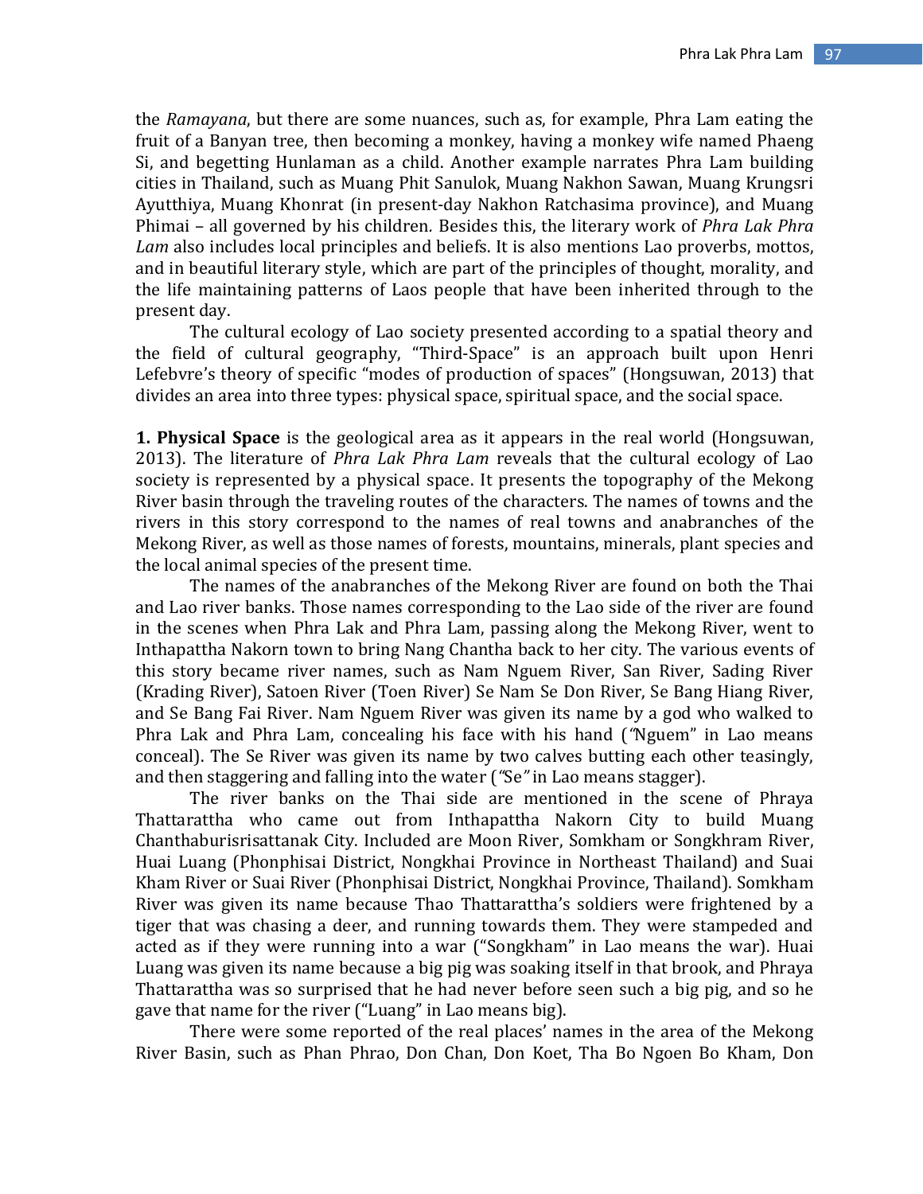the *Ramayana*, but there are some nuances, such as, for example, Phra Lam eating the fruit of a Banyan tree, then becoming a monkey, having a monkey wife named Phaeng Si, and begetting Hunlaman as a child. Another example narrates Phra Lam building cities in Thailand, such as Muang Phit Sanulok, Muang Nakhon Sawan, Muang Krungsri Ayutthiya, Muang Khonrat (in present-day Nakhon Ratchasima province), and Muang Phimai – all governed by his children. Besides this, the literary work of *Phra Lak Phra Lam* also includes local principles and beliefs. It is also mentions Lao proverbs, mottos, and in beautiful literary style, which are part of the principles of thought, morality, and the life maintaining patterns of Laos people that have been inherited through to the present day.

The cultural ecology of Lao society presented according to a spatial theory and the field of cultural geography, "Third-Space" is an approach built upon Henri Lefebvre's theory of specific "modes of production of spaces" (Hongsuwan, 2013) that divides an area into three types: physical space, spiritual space, and the social space.

**1. Physical Space** is the geological area as it appears in the real world (Hongsuwan, 2013). The literature of *Phra Lak Phra Lam* reveals that the cultural ecology of Lao society is represented by a physical space. It presents the topography of the Mekong River basin through the traveling routes of the characters. The names of towns and the rivers in this story correspond to the names of real towns and anabranches of the Mekong River, as well as those names of forests, mountains, minerals, plant species and the local animal species of the present time.

The names of the anabranches of the Mekong River are found on both the Thai and Lao river banks. Those names corresponding to the Lao side of the river are found in the scenes when Phra Lak and Phra Lam, passing along the Mekong River, went to Inthapattha Nakorn town to bring Nang Chantha back to her city. The various events of this story became river names, such as Nam Nguem River, San River, Sading River (Krading River), Satoen River (Toen River) Se Nam Se Don River, Se Bang Hiang River, and Se Bang Fai River. Nam Nguem River was given its name by a god who walked to Phra Lak and Phra Lam, concealing his face with his hand ("Nguem" in Lao means conceal). The Se River was given its name by two calves butting each other teasingly, and then staggering and falling into the water ("Se" in Lao means stagger).

The river banks on the Thai side are mentioned in the scene of Phraya Thattarattha who came out from Inthapattha Nakorn City to build Muang Chanthaburisrisattanak City. Included are Moon River, Somkham or Songkhram River, Huai Luang (Phonphisai District, Nongkhai Province in Northeast Thailand) and Suai Kham River or Suai River (Phonphisai District, Nongkhai Province, Thailand). Somkham River was given its name because Thao Thattarattha's soldiers were frightened by a tiger that was chasing a deer, and running towards them. They were stampeded and acted as if they were running into a war ("Songkham" in Lao means the war). Huai Luang was given its name because a big pig was soaking itself in that brook, and Phraya Thattarattha was so surprised that he had never before seen such a big pig, and so he gave that name for the river ("Luang" in Lao means big).

There were some reported of the real places' names in the area of the Mekong River Basin, such as Phan Phrao, Don Chan, Don Koet, Tha Bo Ngoen Bo Kham, Don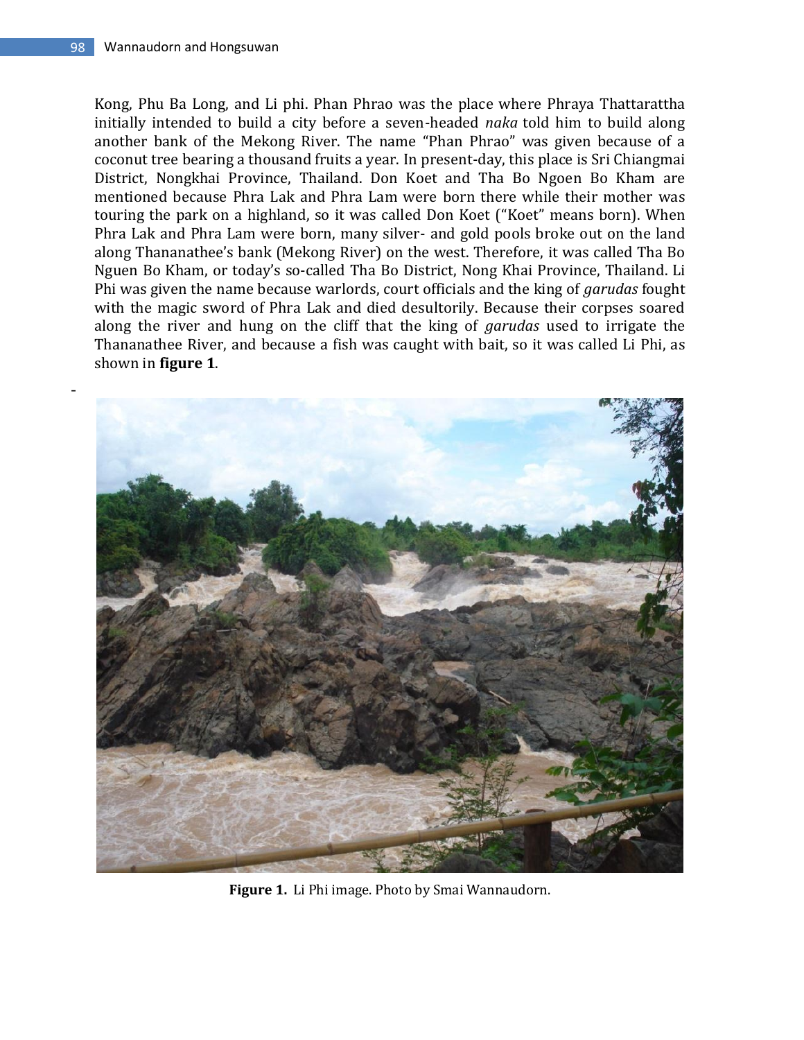Kong, Phu Ba Long, and Li phi. Phan Phrao was the place where Phraya Thattarattha initially intended to build a city before a seven-headed *naka* told him to build along another bank of the Mekong River. The name "Phan Phrao" was given because of a coconut tree bearing a thousand fruits a year. In present-day, this place is Sri Chiangmai District, Nongkhai Province, Thailand. Don Koet and Tha Bo Ngoen Bo Kham are mentioned because Phra Lak and Phra Lam were born there while their mother was touring the park on a highland, so it was called Don Koet ("Koet" means born). When Phra Lak and Phra Lam were born, many silver- and gold pools broke out on the land along Thananathee's bank (Mekong River) on the west. Therefore, it was called Tha Bo Nguen Bo Kham, or today's so-called Tha Bo District, Nong Khai Province, Thailand. Li Phi was given the name because warlords, court officials and the king of *garudas* fought with the magic sword of Phra Lak and died desultorily. Because their corpses soared along the river and hung on the cliff that the king of *garudas* used to irrigate the Thananathee River, and because a fish was caught with bait, so it was called Li Phi, as shown in **figure 1**.

**Figure 1.** Li Phi image. Photo by Smai Wannaudorn.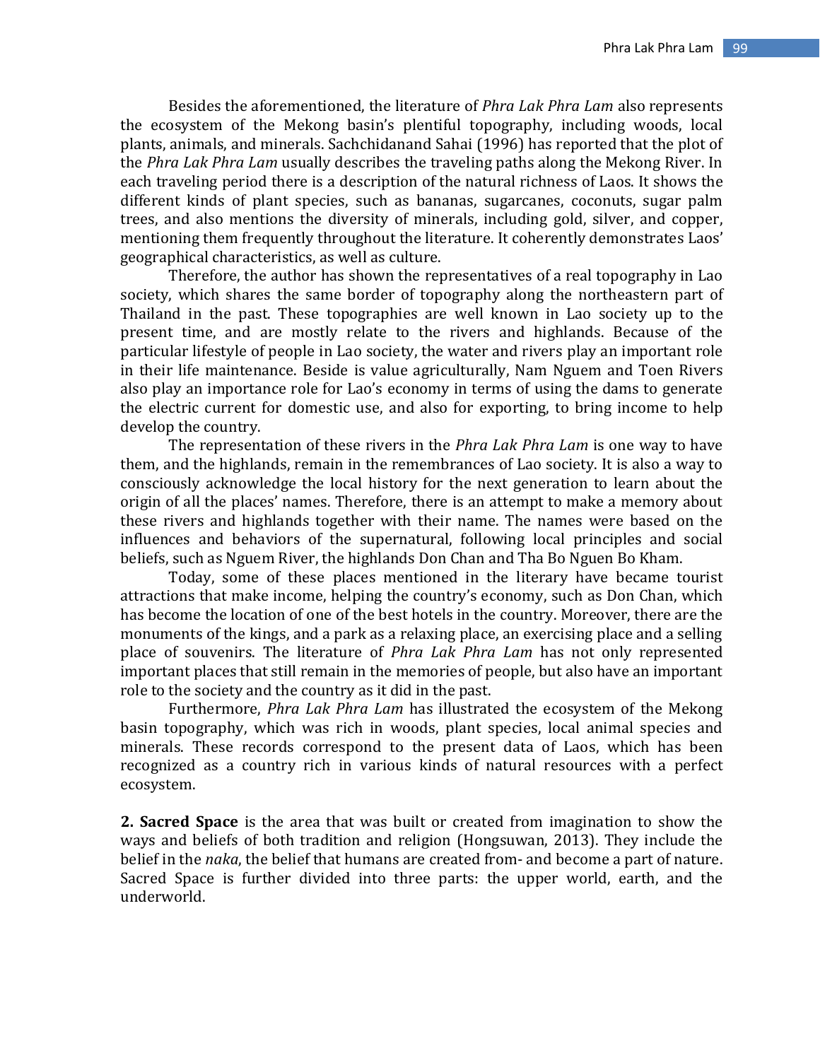Besides the aforementioned, the literature of *Phra Lak Phra Lam* also represents the ecosystem of the Mekong basin's plentiful topography, including woods, local plants, animals, and minerals. Sachchidanand Sahai (1996) has reported that the plot of the *Phra Lak Phra Lam* usually describes the traveling paths along the Mekong River. In each traveling period there is a description of the natural richness of Laos. It shows the different kinds of plant species, such as bananas, sugarcanes, coconuts, sugar palm trees, and also mentions the diversity of minerals, including gold, silver, and copper, mentioning them frequently throughout the literature. It coherently demonstrates Laos' geographical characteristics, as well as culture.

Therefore, the author has shown the representatives of a real topography in Lao society, which shares the same border of topography along the northeastern part of Thailand in the past. These topographies are well known in Lao society up to the present time, and are mostly relate to the rivers and highlands. Because of the particular lifestyle of people in Lao society, the water and rivers play an important role in their life maintenance. Beside is value agriculturally, Nam Nguem and Toen Rivers also play an importance role for Lao's economy in terms of using the dams to generate the electric current for domestic use, and also for exporting, to bring income to help develop the country.

The representation of these rivers in the *Phra Lak Phra Lam* is one way to have them, and the highlands, remain in the remembrances of Lao society. It is also a way to consciously acknowledge the local history for the next generation to learn about the origin of all the places' names. Therefore, there is an attempt to make a memory about these rivers and highlands together with their name. The names were based on the influences and behaviors of the supernatural, following local principles and social beliefs, such as Nguem River, the highlands Don Chan and Tha Bo Nguen Bo Kham.

Today, some of these places mentioned in the literary have became tourist attractions that make income, helping the country's economy, such as Don Chan, which has become the location of one of the best hotels in the country. Moreover, there are the monuments of the kings, and a park as a relaxing place, an exercising place and a selling place of souvenirs. The literature of *Phra Lak Phra Lam* has not only represented important places that still remain in the memories of people, but also have an important role to the society and the country as it did in the past.

Furthermore, *Phra Lak Phra Lam* has illustrated the ecosystem of the Mekong basin topography, which was rich in woods, plant species, local animal species and minerals. These records correspond to the present data of Laos, which has been recognized as a country rich in various kinds of natural resources with a perfect ecosystem.

**2. Sacred Space** is the area that was built or created from imagination to show the ways and beliefs of both tradition and religion (Hongsuwan, 2013). They include the belief in the *naka*, the belief that humans are created from- and become a part of nature. Sacred Space is further divided into three parts: the upper world, earth, and the underworld.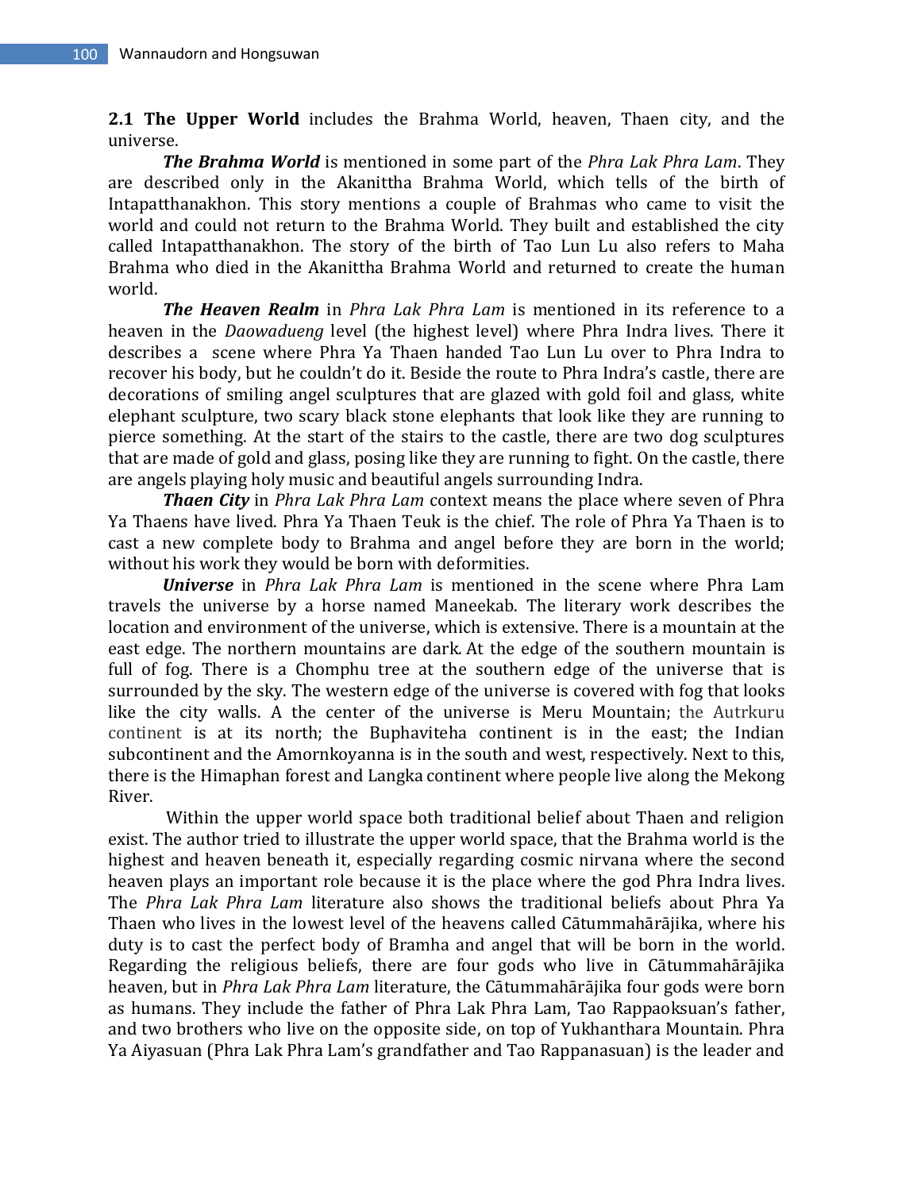**2.1 The Upper World** includes the Brahma World, heaven, Thaen city, and the universe.

***The Brahma World*** is mentioned in some part of the *Phra Lak Phra Lam*. They are described only in the Akanittha Brahma World, which tells of the birth of Intapatthanakhon. This story mentions a couple of Brahmas who came to visit the world and could not return to the Brahma World. They built and established the city called Intapatthanakhon. The story of the birth of Tao Lun Lu also refers to Maha Brahma who died in the Akanittha Brahma World and returned to create the human world.

***The Heaven Realm*** in *Phra Lak Phra Lam* is mentioned in its reference to a heaven in the *Daowadueng* level (the highest level) where Phra Indra lives. There it describes a scene where Phra Ya Thaen handed Tao Lun Lu over to Phra Indra to recover his body, but he couldn't do it. Beside the route to Phra Indra's castle, there are decorations of smiling angel sculptures that are glazed with gold foil and glass, white elephant sculpture, two scary black stone elephants that look like they are running to pierce something. At the start of the stairs to the castle, there are two dog sculptures that are made of gold and glass, posing like they are running to fight. On the castle, there are angels playing holy music and beautiful angels surrounding Indra.

***Thaen City*** in *Phra Lak Phra Lam* context means the place where seven of Phra Ya Thaens have lived. Phra Ya Thaen Teuk is the chief. The role of Phra Ya Thaen is to cast a new complete body to Brahma and angel before they are born in the world; without his work they would be born with deformities.

***Universe*** in *Phra Lak Phra Lam* is mentioned in the scene where Phra Lam travels the universe by a horse named Maneekab. The literary work describes the location and environment of the universe, which is extensive. There is a mountain at the east edge. The northern mountains are dark. At the edge of the southern mountain is full of fog. There is a Chomphu tree at the southern edge of the universe that is surrounded by the sky. The western edge of the universe is covered with fog that looks like the city walls. A the center of the universe is Meru Mountain; the Autrkuru continent is at its north; the Buphaviteha continent is in the east; the Indian subcontinent and the Amornkoyanna is in the south and west, respectively. Next to this, there is the Himaphan forest and Langka continent where people live along the Mekong River.

Within the upper world space both traditional belief about Thaen and religion exist. The author tried to illustrate the upper world space, that the Brahma world is the highest and heaven beneath it, especially regarding cosmic nirvana where the second heaven plays an important role because it is the place where the god Phra Indra lives. The *Phra Lak Phra Lam* literature also shows the traditional beliefs about Phra Ya Thaen who lives in the lowest level of the heavens called Cātummahārājika, where his duty is to cast the perfect body of Bramha and angel that will be born in the world. Regarding the religious beliefs, there are four gods who live in Cātummahārājika heaven, but in *Phra Lak Phra Lam* literature, the Cātummahārājika four gods were born as humans. They include the father of Phra Lak Phra Lam, Tao Rappaoksuan's father, and two brothers who live on the opposite side, on top of Yukhanthara Mountain. Phra Ya Aiyasuan (Phra Lak Phra Lam's grandfather and Tao Rappanasuan) is the leader and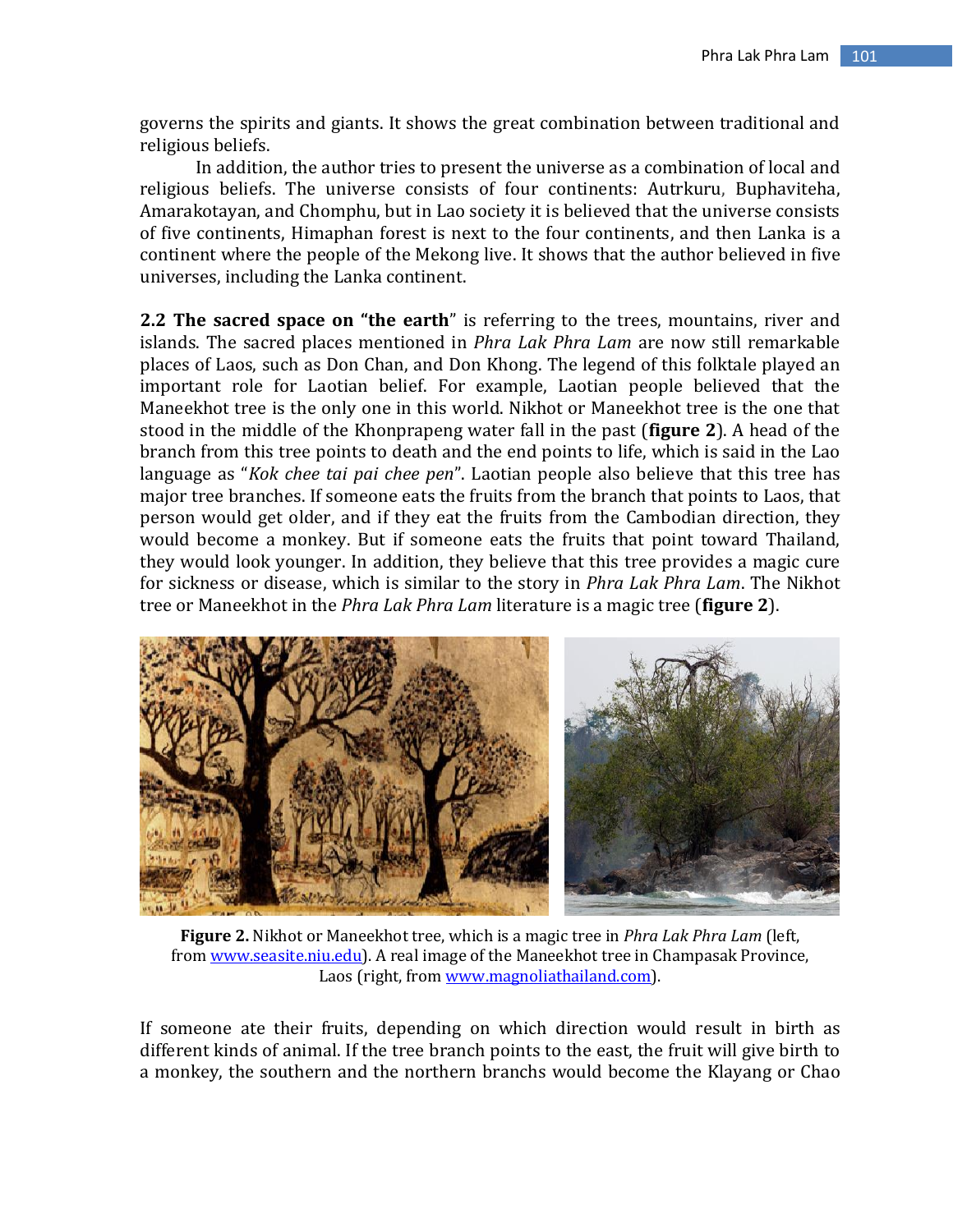governs the spirits and giants. It shows the great combination between traditional and religious beliefs.

In addition, the author tries to present the universe as a combination of local and religious beliefs. The universe consists of four continents: Autrkuru, Buphaviteha, Amarakotayan, and Chomphu, but in Lao society it is believed that the universe consists of five continents, Himaphan forest is next to the four continents, and then Lanka is a continent where the people of the Mekong live. It shows that the author believed in five universes, including the Lanka continent.

**2.2 The sacred space on "the earth"** is referring to the trees, mountains, river and islands. The sacred places mentioned in *Phra Lak Phra Lam* are now still remarkable places of Laos, such as Don Chan, and Don Khong. The legend of this folktale played an important role for Laotian belief. For example, Laotian people believed that the Maneekhot tree is the only one in this world. Nikhot or Maneekhot tree is the one that stood in the middle of the Khonprapeng water fall in the past (**figure 2**). A head of the branch from this tree points to death and the end points to life, which is said in the Lao language as "*Kok chee tai pai chee pen*". Laotian people also believe that this tree has major tree branches. If someone eats the fruits from the branch that points to Laos, that person would get older, and if they eat the fruits from the Cambodian direction, they would become a monkey. But if someone eats the fruits that point toward Thailand, they would look younger. In addition, they believe that this tree provides a magic cure for sickness or disease, which is similar to the story in *Phra Lak Phra Lam*. The Nikhot tree or Maneekhot in the *Phra Lak Phra Lam* literature is a magic tree (**figure 2**).

**Figure 2.** Nikhot or Maneekhot tree, which is a magic tree in *Phra Lak Phra Lam* (left, from www.seasite.niu.edu). A real image of the Maneekhot tree in Champasak Province, Laos (right, from www.magnoliathailand.com).

If someone ate their fruits, depending on which direction would result in birth as different kinds of animal. If the tree branch points to the east, the fruit will give birth to a monkey, the southern and the northern branchs would become the Klayang or Chao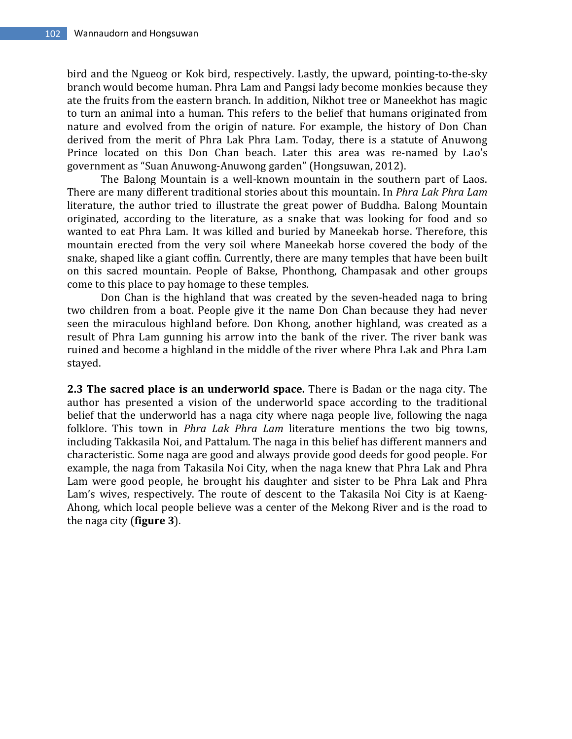bird and the Ngueog or Kok bird, respectively. Lastly, the upward, pointing-to-the-sky branch would become human. Phra Lam and Pangsi lady become monkies because they ate the fruits from the eastern branch. In addition, Nikhot tree or Maneekhot has magic to turn an animal into a human. This refers to the belief that humans originated from nature and evolved from the origin of nature. For example, the history of Don Chan derived from the merit of Phra Lak Phra Lam. Today, there is a statute of Anuwong Prince located on this Don Chan beach. Later this area was re-named by Lao's government as "Suan Anuwong-Anuwong garden" (Hongsuwan, 2012).

The Balong Mountain is a well-known mountain in the southern part of Laos. There are many different traditional stories about this mountain. In *Phra Lak Phra Lam* literature, the author tried to illustrate the great power of Buddha. Balong Mountain originated, according to the literature, as a snake that was looking for food and so wanted to eat Phra Lam. It was killed and buried by Maneekab horse. Therefore, this mountain erected from the very soil where Maneekab horse covered the body of the snake, shaped like a giant coffin. Currently, there are many temples that have been built on this sacred mountain. People of Bakse, Phonthong, Champasak and other groups come to this place to pay homage to these temples.

Don Chan is the highland that was created by the seven-headed naga to bring two children from a boat. People give it the name Don Chan because they had never seen the miraculous highland before. Don Khong, another highland, was created as a result of Phra Lam gunning his arrow into the bank of the river. The river bank was ruined and become a highland in the middle of the river where Phra Lak and Phra Lam stayed.

**2.3 The sacred place is an underworld space.** There is Badan or the naga city. The author has presented a vision of the underworld space according to the traditional belief that the underworld has a naga city where naga people live, following the naga folklore. This town in *Phra Lak Phra Lam* literature mentions the two big towns, including Takkasila Noi, and Pattalum. The naga in this belief has different manners and characteristic. Some naga are good and always provide good deeds for good people. For example, the naga from Takasila Noi City, when the naga knew that Phra Lak and Phra Lam were good people, he brought his daughter and sister to be Phra Lak and Phra Lam's wives, respectively. The route of descent to the Takasila Noi City is at Kaeng-Ahong, which local people believe was a center of the Mekong River and is the road to the naga city (**figure 3**).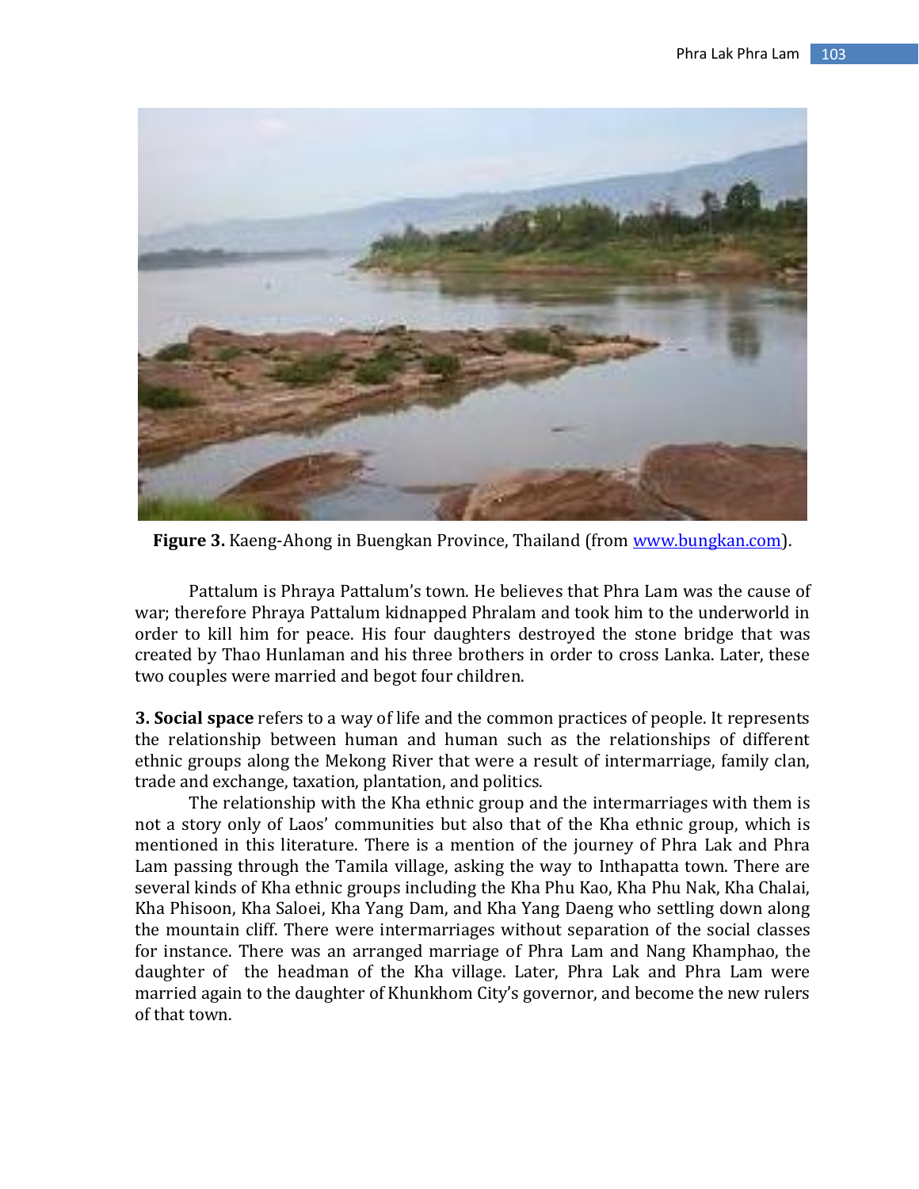**Figure 3.** Kaeng-Ahong in Buengkan Province, Thailand (from www.bungkan.com).

Pattalum is Phraya Pattalum's town. He believes that Phra Lam was the cause of war; therefore Phraya Pattalum kidnapped Phralam and took him to the underworld in order to kill him for peace. His four daughters destroyed the stone bridge that was created by Thao Hunlaman and his three brothers in order to cross Lanka. Later, these two couples were married and begot four children.

**3. Social space** refers to a way of life and the common practices of people. It represents the relationship between human and human such as the relationships of different ethnic groups along the Mekong River that were a result of intermarriage, family clan, trade and exchange, taxation, plantation, and politics.

The relationship with the Kha ethnic group and the intermarriages with them is not a story only of Laos' communities but also that of the Kha ethnic group, which is mentioned in this literature. There is a mention of the journey of Phra Lak and Phra Lam passing through the Tamila village, asking the way to Inthapatta town. There are several kinds of Kha ethnic groups including the Kha Phu Kao, Kha Phu Nak, Kha Chalai, Kha Phisoon, Kha Saloei, Kha Yang Dam, and Kha Yang Daeng who settling down along the mountain cliff. There were intermarriages without separation of the social classes for instance. There was an arranged marriage of Phra Lam and Nang Khamphao, the daughter of the headman of the Kha village. Later, Phra Lak and Phra Lam were married again to the daughter of Khunkhom City's governor, and become the new rulers of that town.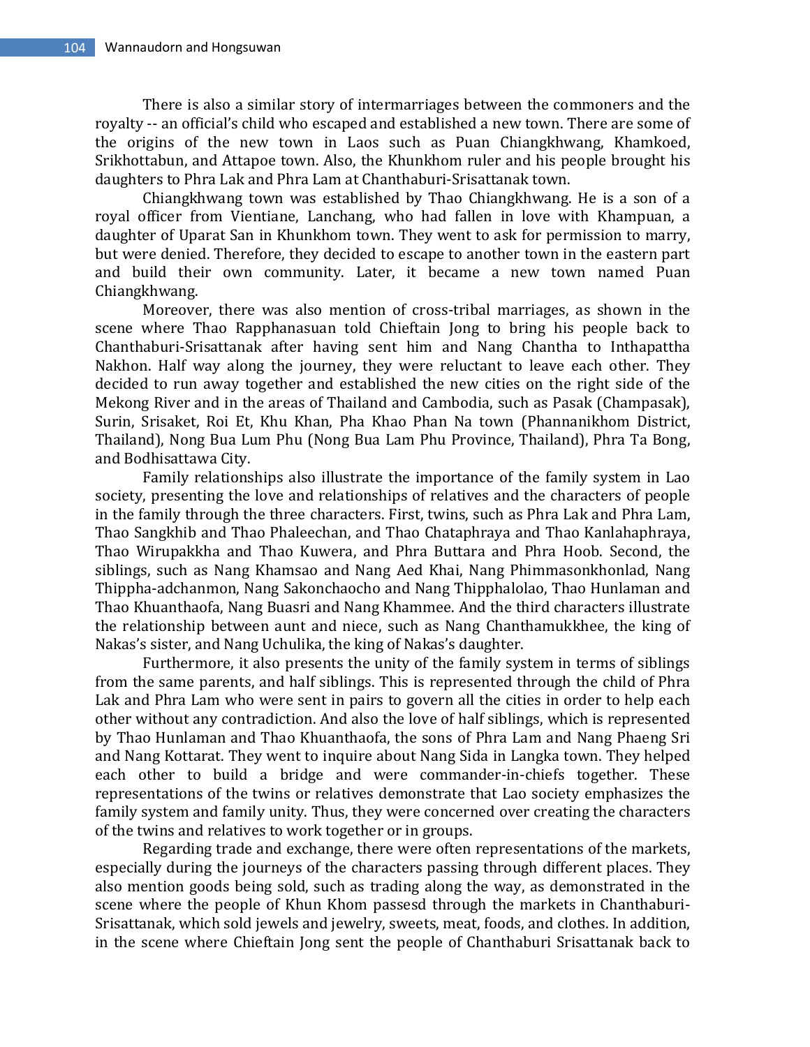There is also a similar story of intermarriages between the commoners and the royalty -- an official's child who escaped and established a new town. There are some of the origins of the new town in Laos such as Puan Chiangkhwang, Khamkoed, Srikhottabun, and Attapoe town. Also, the Khunkhom ruler and his people brought his daughters to Phra Lak and Phra Lam at Chanthaburi-Srisattanak town.

Chiangkhwang town was established by Thao Chiangkhwang. He is a son of a royal officer from Vientiane, Lanchang, who had fallen in love with Khampuan, a daughter of Uparat San in Khunkhom town. They went to ask for permission to marry, but were denied. Therefore, they decided to escape to another town in the eastern part and build their own community. Later, it became a new town named Puan Chiangkhwang.

Moreover, there was also mention of cross-tribal marriages, as shown in the scene where Thao Rapphanasuan told Chieftain Jong to bring his people back to Chanthaburi-Srisattanak after having sent him and Nang Chantha to Inthapattha Nakhon. Half way along the journey, they were reluctant to leave each other. They decided to run away together and established the new cities on the right side of the Mekong River and in the areas of Thailand and Cambodia, such as Pasak (Champasak), Surin, Srisaket, Roi Et, Khu Khan, Pha Khao Phan Na town (Phannanikhom District, Thailand), Nong Bua Lum Phu (Nong Bua Lam Phu Province, Thailand), Phra Ta Bong, and Bodhisattawa City.

Family relationships also illustrate the importance of the family system in Lao society, presenting the love and relationships of relatives and the characters of people in the family through the three characters. First, twins, such as Phra Lak and Phra Lam, Thao Sangkhib and Thao Phaleechan, and Thao Chataphraya and Thao Kanlahaphraya, Thao Wirupakkha and Thao Kuwera, and Phra Buttara and Phra Hoob. Second, the siblings, such as Nang Khamsao and Nang Aed Khai, Nang Phimmasonkhonlad, Nang Thippha-adchanmon, Nang Sakonchaocho and Nang Thipphalolao, Thao Hunlaman and Thao Khuanthaofa, Nang Buasri and Nang Khammee. And the third characters illustrate the relationship between aunt and niece, such as Nang Chanthamukkhee, the king of Nakas's sister, and Nang Uchulika, the king of Nakas's daughter.

Furthermore, it also presents the unity of the family system in terms of siblings from the same parents, and half siblings. This is represented through the child of Phra Lak and Phra Lam who were sent in pairs to govern all the cities in order to help each other without any contradiction. And also the love of half siblings, which is represented by Thao Hunlaman and Thao Khuanthaofa, the sons of Phra Lam and Nang Phaeng Sri and Nang Kottarat. They went to inquire about Nang Sida in Langka town. They helped each other to build a bridge and were commander-in-chiefs together. These representations of the twins or relatives demonstrate that Lao society emphasizes the family system and family unity. Thus, they were concerned over creating the characters of the twins and relatives to work together or in groups.

Regarding trade and exchange, there were often representations of the markets, especially during the journeys of the characters passing through different places. They also mention goods being sold, such as trading along the way, as demonstrated in the scene where the people of Khun Khom passesd through the markets in Chanthaburi-Srisattanak, which sold jewels and jewelry, sweets, meat, foods, and clothes. In addition, in the scene where Chieftain Jong sent the people of Chanthaburi Srisattanak back to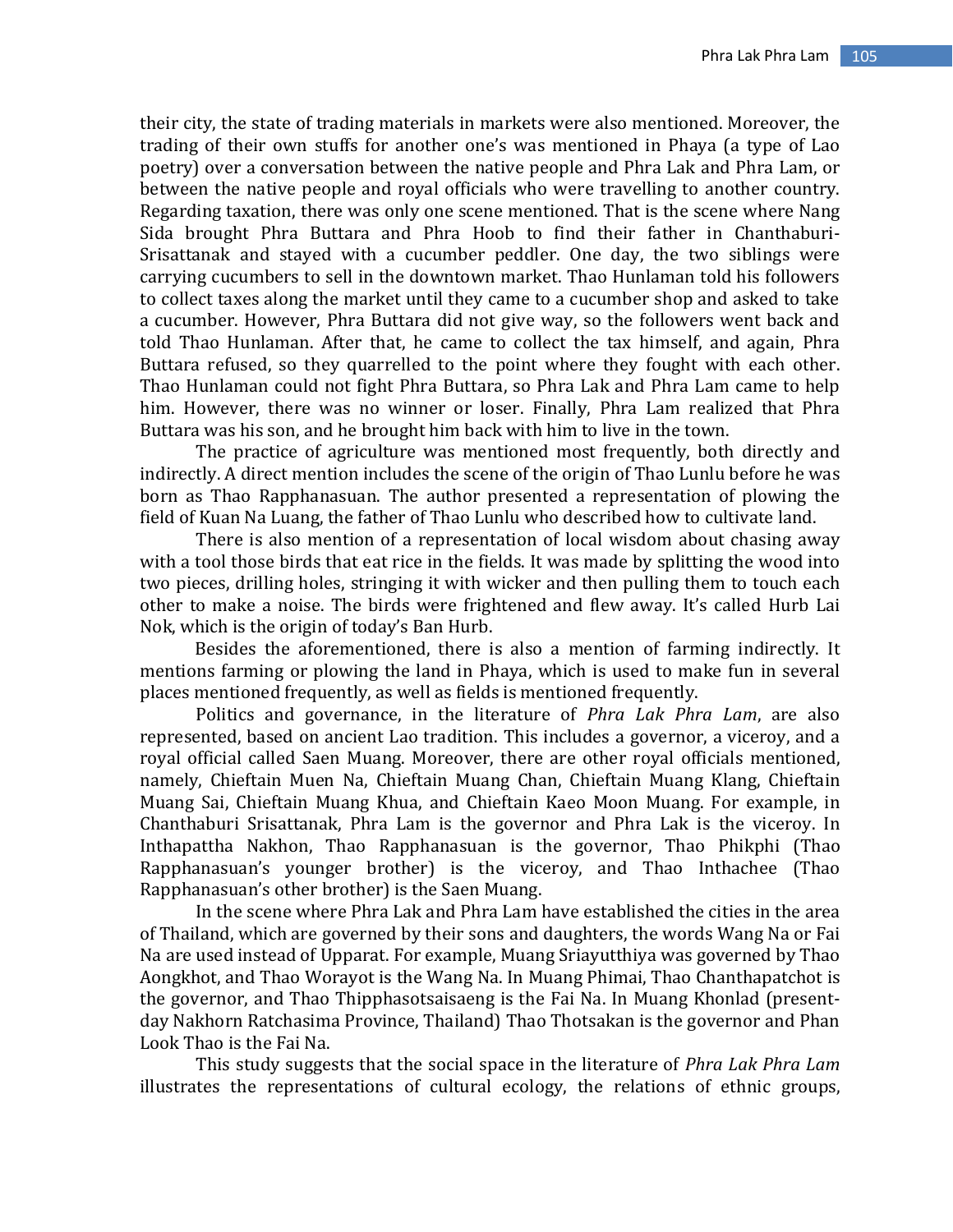their city, the state of trading materials in markets were also mentioned. Moreover, the trading of their own stuffs for another one's was mentioned in Phaya (a type of Lao poetry) over a conversation between the native people and Phra Lak and Phra Lam, or between the native people and royal officials who were travelling to another country. Regarding taxation, there was only one scene mentioned. That is the scene where Nang Sida brought Phra Buttara and Phra Hoob to find their father in Chanthaburi-Srisattanak and stayed with a cucumber peddler. One day, the two siblings were carrying cucumbers to sell in the downtown market. Thao Hunlaman told his followers to collect taxes along the market until they came to a cucumber shop and asked to take a cucumber. However, Phra Buttara did not give way, so the followers went back and told Thao Hunlaman. After that, he came to collect the tax himself, and again, Phra Buttara refused, so they quarrelled to the point where they fought with each other. Thao Hunlaman could not fight Phra Buttara, so Phra Lak and Phra Lam came to help him. However, there was no winner or loser. Finally, Phra Lam realized that Phra Buttara was his son, and he brought him back with him to live in the town.

The practice of agriculture was mentioned most frequently, both directly and indirectly. A direct mention includes the scene of the origin of Thao Lunlu before he was born as Thao Rapphanasuan. The author presented a representation of plowing the field of Kuan Na Luang, the father of Thao Lunlu who described how to cultivate land.

There is also mention of a representation of local wisdom about chasing away with a tool those birds that eat rice in the fields. It was made by splitting the wood into two pieces, drilling holes, stringing it with wicker and then pulling them to touch each other to make a noise. The birds were frightened and flew away. It's called Hurb Lai Nok, which is the origin of today's Ban Hurb.

Besides the aforementioned, there is also a mention of farming indirectly. It mentions farming or plowing the land in Phaya, which is used to make fun in several places mentioned frequently, as well as fields is mentioned frequently.

Politics and governance, in the literature of *Phra Lak Phra Lam*, are also represented, based on ancient Lao tradition. This includes a governor, a viceroy, and a royal official called Saen Muang. Moreover, there are other royal officials mentioned, namely, Chieftain Muen Na, Chieftain Muang Chan, Chieftain Muang Klang, Chieftain Muang Sai, Chieftain Muang Khua, and Chieftain Kaeo Moon Muang. For example, in Chanthaburi Srisattanak, Phra Lam is the governor and Phra Lak is the viceroy. In Inthapattha Nakhon, Thao Rapphanasuan is the governor, Thao Phikphi (Thao Rapphanasuan's younger brother) is the viceroy, and Thao Inthachee (Thao Rapphanasuan's other brother) is the Saen Muang.

In the scene where Phra Lak and Phra Lam have established the cities in the area of Thailand, which are governed by their sons and daughters, the words Wang Na or Fai Na are used instead of Upparat. For example, Muang Sriayutthiya was governed by Thao Aongkhot, and Thao Worayot is the Wang Na. In Muang Phimai, Thao Chanthapatchot is the governor, and Thao Thipphasotsaisaeng is the Fai Na. In Muang Khonlad (present-day Nakhorn Ratchasima Province, Thailand) Thao Thotsakan is the governor and Phan Look Thao is the Fai Na.

This study suggests that the social space in the literature of *Phra Lak Phra Lam* illustrates the representations of cultural ecology, the relations of ethnic groups,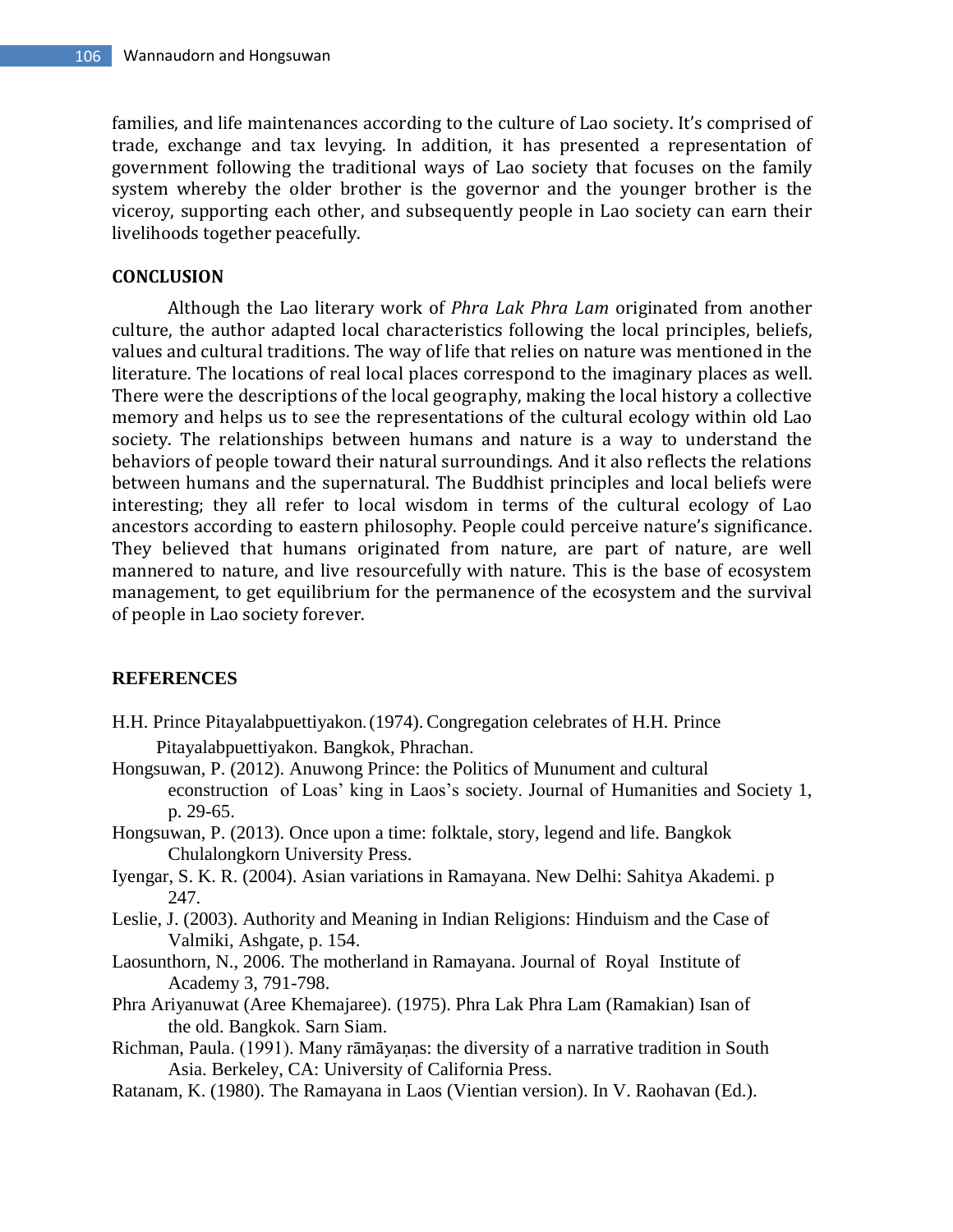families, and life maintenances according to the culture of Lao society. It's comprised of trade, exchange and tax levying. In addition, it has presented a representation of government following the traditional ways of Lao society that focuses on the family system whereby the older brother is the governor and the younger brother is the viceroy, supporting each other, and subsequently people in Lao society can earn their livelihoods together peacefully.

## CONCLUSION

Although the Lao literary work of *Phra Lak Phra Lam* originated from another culture, the author adapted local characteristics following the local principles, beliefs, values and cultural traditions. The way of life that relies on nature was mentioned in the literature. The locations of real local places correspond to the imaginary places as well. There were the descriptions of the local geography, making the local history a collective memory and helps us to see the representations of the cultural ecology within old Lao society. The relationships between humans and nature is a way to understand the behaviors of people toward their natural surroundings. And it also reflects the relations between humans and the supernatural. The Buddhist principles and local beliefs were interesting; they all refer to local wisdom in terms of the cultural ecology of Lao ancestors according to eastern philosophy. People could perceive nature's significance. They believed that humans originated from nature, are part of nature, are well mannered to nature, and live resourcefully with nature. This is the base of ecosystem management, to get equilibrium for the permanence of the ecosystem and the survival of people in Lao society forever.

## REFERENCES

H.H. Prince Pitayalabpuettiyakon. (1974). Congregation celebrates of H.H. Prince Pitayalabpuettiyakon. Bangkok, Phrachan.

Hongsuwan, P. (2012). Anuwong Prince: the Politics of Munument and cultural econstruction of Loas' king in Laos's society. Journal of Humanities and Society 1, p. 29-65.

Hongsuwan, P. (2013). Once upon a time: folktale, story, legend and life. Bangkok Chulalongkorn University Press.

Iyengar, S. K. R. (2004). Asian variations in Ramayana. New Delhi: Sahitya Akademi. p 247.

Leslie, J. (2003). Authority and Meaning in Indian Religions: Hinduism and the Case of Valmiki, Ashgate, p. 154.

Laosunthorn, N., 2006. The motherland in Ramayana. Journal of Royal Institute of Academy 3, 791-798.

Phra Ariyanuwat (Aree Khemajaree). (1975). Phra Lak Phra Lam (Ramakian) Isan of the old. Bangkok. Sarn Siam.

Richman, Paula. (1991). Many rāmāyaṇas: the diversity of a narrative tradition in South Asia. Berkeley, CA: University of California Press.

Ratanam, K. (1980). The Ramayana in Laos (Vientian version). In V. Raohavan (Ed.).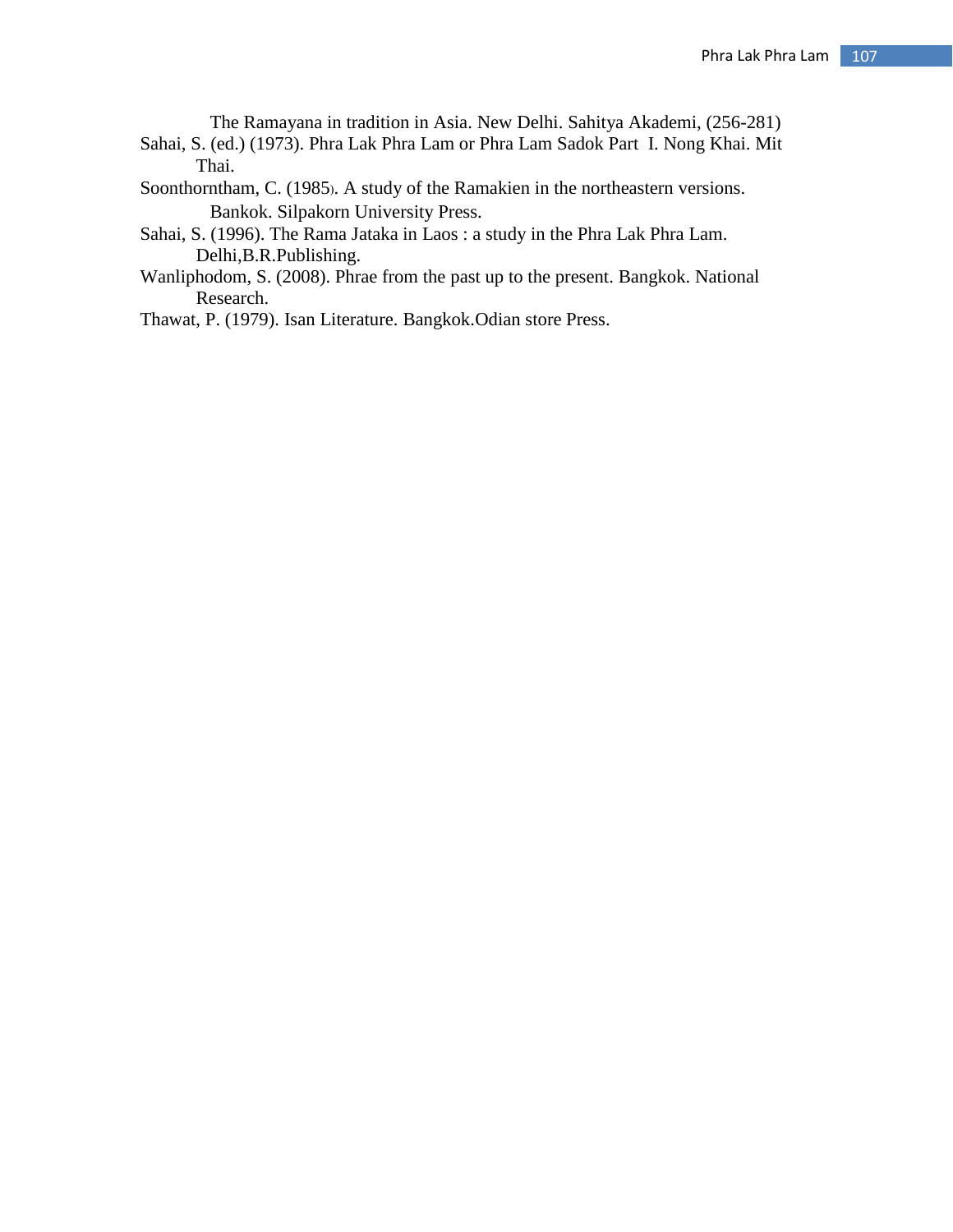The Ramayana in tradition in Asia. New Delhi. Sahitya Akademi, (256-281)

Sahai, S. (ed.) (1973). Phra Lak Phra Lam or Phra Lam Sadok Part I. Nong Khai. Mit Thai.

Soonthorntham, C. (1985). A study of the Ramakien in the northeastern versions. Bankok. Silpakorn University Press.

Sahai, S. (1996). The Rama Jataka in Laos : a study in the Phra Lak Phra Lam. Delhi,B.R.Publishing.

Wanliphodom, S. (2008). Phrae from the past up to the present. Bangkok. National Research.

Thawat, P. (1979). Isan Literature. Bangkok.Odian store Press.